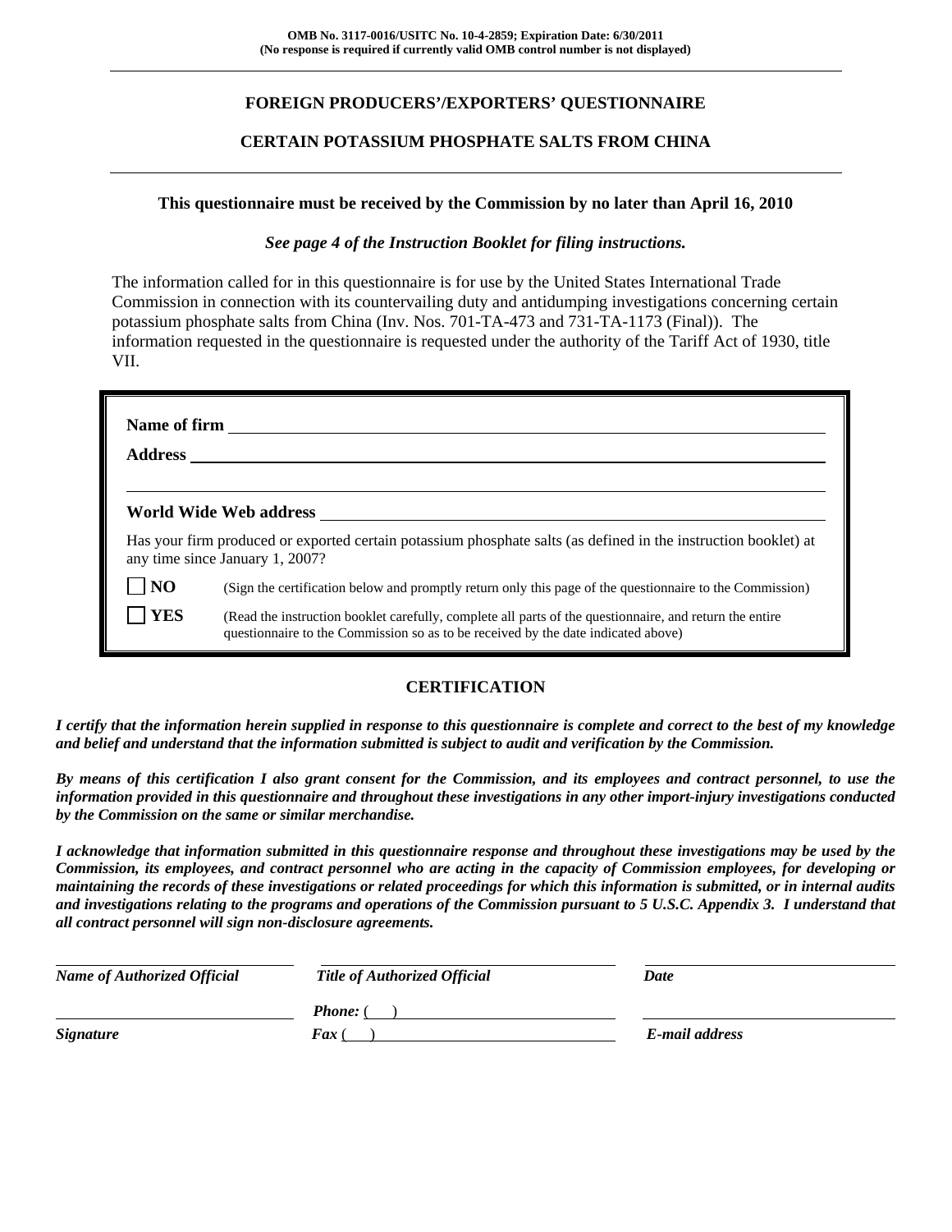OMB No. 3117-0016/USITC No. 10-4-2859; Expiration Date: 6/30/2011
(No response is required if currently valid OMB control number is not displayed)

# FOREIGN PRODUCERS'/EXPORTERS' QUESTIONNAIRE

## CERTAIN POTASSIUM PHOSPHATE SALTS FROM CHINA

**This questionnaire must be received by the Commission by no later than April 16, 2010**

***See page 4 of the Instruction Booklet for filing instructions.***

The information called for in this questionnaire is for use by the United States International Trade Commission in connection with its countervailing duty and antidumping investigations concerning certain potassium phosphate salts from China (Inv. Nos. 701-TA-473 and 731-TA-1173 (Final)). The information requested in the questionnaire is requested under the authority of the Tariff Act of 1930, title VII.

**Name of firm** ______________________________

**Address** ______________________________

______________________________

**World Wide Web address** ______________________________

Has your firm produced or exported certain potassium phosphate salts (as defined in the instruction booklet) at any time since January 1, 2007?

☐ **NO** (Sign the certification below and promptly return only this page of the questionnaire to the Commission)

☐ **YES** (Read the instruction booklet carefully, complete all parts of the questionnaire, and return the entire questionnaire to the Commission so as to be received by the date indicated above)

## CERTIFICATION

***I certify that the information herein supplied in response to this questionnaire is complete and correct to the best of my knowledge and belief and understand that the information submitted is subject to audit and verification by the Commission.***

***By means of this certification I also grant consent for the Commission, and its employees and contract personnel, to use the information provided in this questionnaire and throughout these investigations in any other import-injury investigations conducted by the Commission on the same or similar merchandise.***

***I acknowledge that information submitted in this questionnaire response and throughout these investigations may be used by the Commission, its employees, and contract personnel who are acting in the capacity of Commission employees, for developing or maintaining the records of these investigations or related proceedings for which this information is submitted, or in internal audits and investigations relating to the programs and operations of the Commission pursuant to 5 U.S.C. Appendix 3. I understand that all contract personnel will sign non-disclosure agreements.***

| ______________________________ | ______________________________ | ______________________________ |
|---|---|---|
| ***Name of Authorized Official*** | ***Title of Authorized Official*** | ***Date*** |
| ______________________________ | ***Phone:*** ( ) ______________________________ | ______________________________ |
| ***Signature*** | ***Fax*** ( ) ______________________________ | ***E-mail address*** |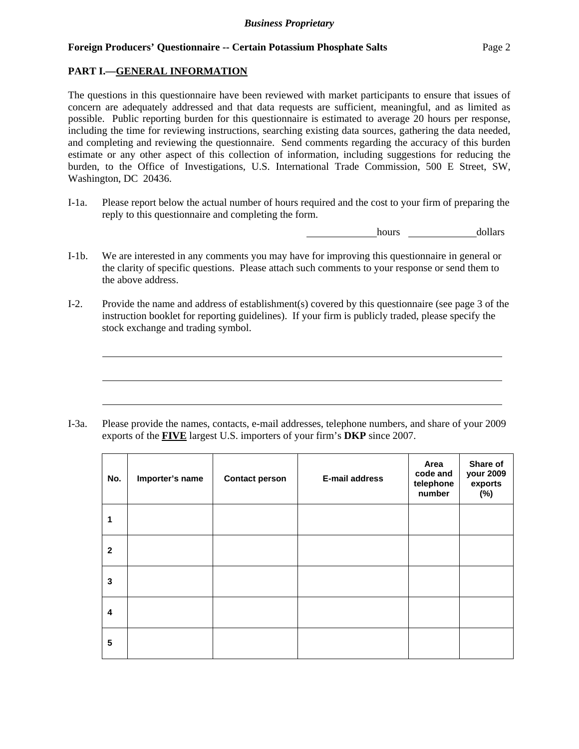## PART I.—GENERAL INFORMATION

The questions in this questionnaire have been reviewed with market participants to ensure that issues of concern are adequately addressed and that data requests are sufficient, meaningful, and as limited as possible. Public reporting burden for this questionnaire is estimated to average 20 hours per response, including the time for reviewing instructions, searching existing data sources, gathering the data needed, and completing and reviewing the questionnaire. Send comments regarding the accuracy of this burden estimate or any other aspect of this collection of information, including suggestions for reducing the burden, to the Office of Investigations, U.S. International Trade Commission, 500 E Street, SW, Washington, DC 20436.

I-1a. Please report below the actual number of hours required and the cost to your firm of preparing the reply to this questionnaire and completing the form.

______________hours ______________dollars

I-1b. We are interested in any comments you may have for improving this questionnaire in general or the clarity of specific questions. Please attach such comments to your response or send them to the above address.

I-2. Provide the name and address of establishment(s) covered by this questionnaire (see page 3 of the instruction booklet for reporting guidelines). If your firm is publicly traded, please specify the stock exchange and trading symbol.

________________________________________________________________________________

________________________________________________________________________________

________________________________________________________________________________

I-3a. Please provide the names, contacts, e-mail addresses, telephone numbers, and share of your 2009 exports of the **FIVE** largest U.S. importers of your firm's **DKP** since 2007.

| No. | Importer's name | Contact person | E-mail address | Area code and telephone number | Share of your 2009 exports (%) |
|---|---|---|---|---|---|
| 1 | | | | | |
| 2 | | | | | |
| 3 | | | | | |
| 4 | | | | | |
| 5 | | | | | |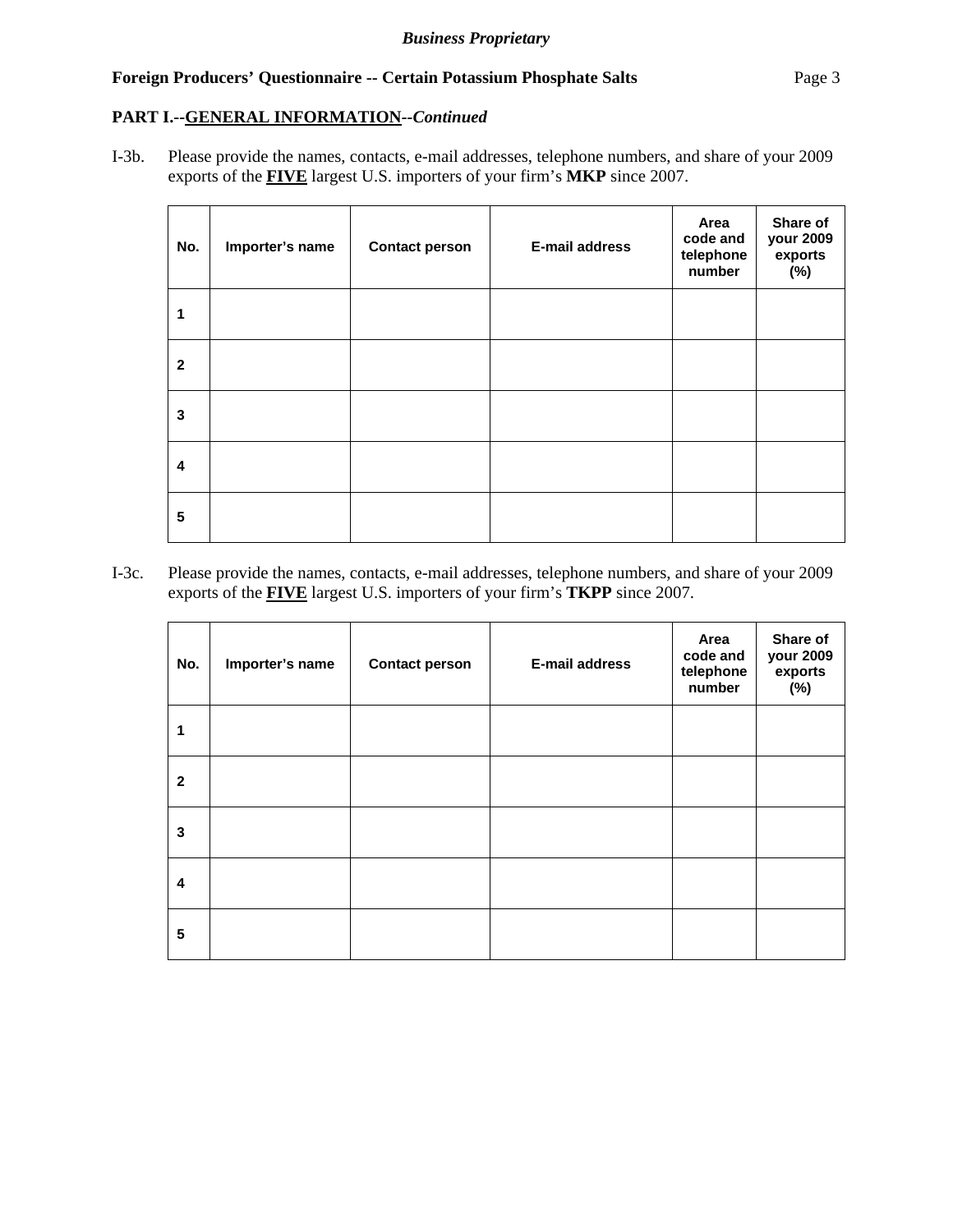**PART I.--GENERAL INFORMATION--*Continued***

I-3b. Please provide the names, contacts, e-mail addresses, telephone numbers, and share of your 2009 exports of the **FIVE** largest U.S. importers of your firm's **MKP** since 2007.

| No. | Importer's name | Contact person | E-mail address | Area code and telephone number | Share of your 2009 exports (%) |
|---|---|---|---|---|---|
| 1 | | | | | |
| 2 | | | | | |
| 3 | | | | | |
| 4 | | | | | |
| 5 | | | | | |

I-3c. Please provide the names, contacts, e-mail addresses, telephone numbers, and share of your 2009 exports of the **FIVE** largest U.S. importers of your firm's **TKPP** since 2007.

| No. | Importer's name | Contact person | E-mail address | Area code and telephone number | Share of your 2009 exports (%) |
|---|---|---|---|---|---|
| 1 | | | | | |
| 2 | | | | | |
| 3 | | | | | |
| 4 | | | | | |
| 5 | | | | | |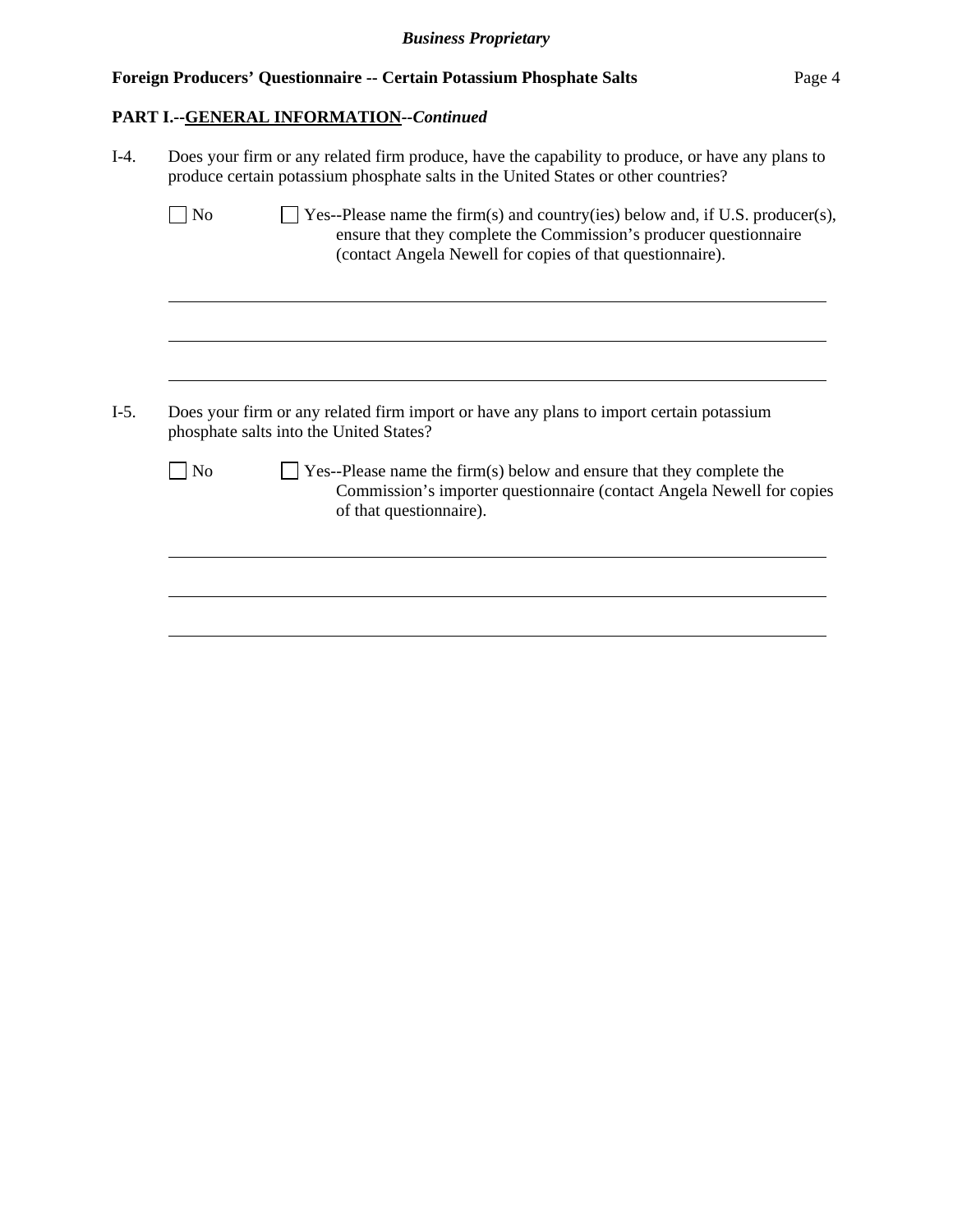## PART I.--GENERAL INFORMATION--*Continued*

I-4. Does your firm or any related firm produce, have the capability to produce, or have any plans to produce certain potassium phosphate salts in the United States or other countries?

☐ No ☐ Yes--Please name the firm(s) and country(ies) below and, if U.S. producer(s), ensure that they complete the Commission's producer questionnaire (contact Angela Newell for copies of that questionnaire).

______________________________________________________________________________

______________________________________________________________________________

______________________________________________________________________________

I-5. Does your firm or any related firm import or have any plans to import certain potassium phosphate salts into the United States?

☐ No ☐ Yes--Please name the firm(s) below and ensure that they complete the Commission's importer questionnaire (contact Angela Newell for copies of that questionnaire).

______________________________________________________________________________

______________________________________________________________________________

______________________________________________________________________________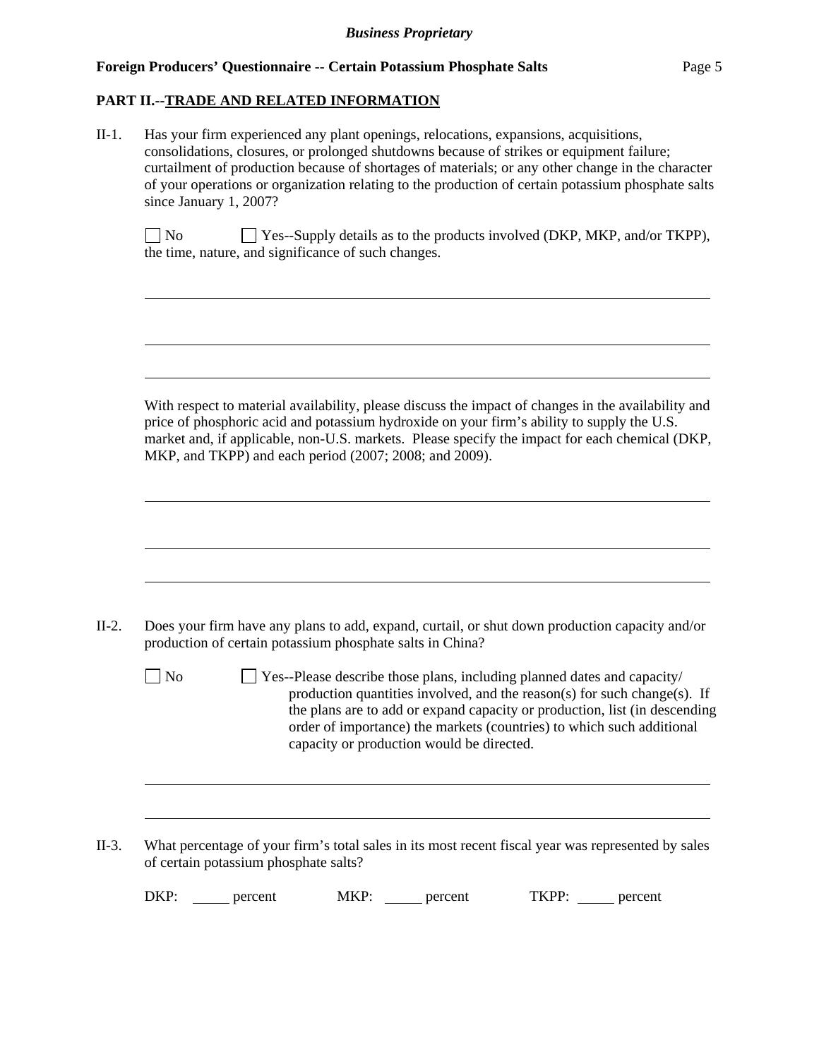## PART II.--TRADE AND RELATED INFORMATION

II-1. Has your firm experienced any plant openings, relocations, expansions, acquisitions, consolidations, closures, or prolonged shutdowns because of strikes or equipment failure; curtailment of production because of shortages of materials; or any other change in the character of your operations or organization relating to the production of certain potassium phosphate salts since January 1, 2007?

☐ No ☐ Yes--Supply details as to the products involved (DKP, MKP, and/or TKPP), the time, nature, and significance of such changes.

\_\_\_\_\_\_\_\_\_\_\_\_\_\_\_\_\_\_\_\_\_\_\_\_\_\_\_\_\_\_\_\_\_\_\_\_\_\_\_\_\_\_\_\_\_\_\_\_\_\_\_\_\_\_\_\_\_\_\_\_\_\_\_\_\_\_\_\_\_\_\_\_

\_\_\_\_\_\_\_\_\_\_\_\_\_\_\_\_\_\_\_\_\_\_\_\_\_\_\_\_\_\_\_\_\_\_\_\_\_\_\_\_\_\_\_\_\_\_\_\_\_\_\_\_\_\_\_\_\_\_\_\_\_\_\_\_\_\_\_\_\_\_\_\_

\_\_\_\_\_\_\_\_\_\_\_\_\_\_\_\_\_\_\_\_\_\_\_\_\_\_\_\_\_\_\_\_\_\_\_\_\_\_\_\_\_\_\_\_\_\_\_\_\_\_\_\_\_\_\_\_\_\_\_\_\_\_\_\_\_\_\_\_\_\_\_\_

With respect to material availability, please discuss the impact of changes in the availability and price of phosphoric acid and potassium hydroxide on your firm's ability to supply the U.S. market and, if applicable, non-U.S. markets. Please specify the impact for each chemical (DKP, MKP, and TKPP) and each period (2007; 2008; and 2009).

\_\_\_\_\_\_\_\_\_\_\_\_\_\_\_\_\_\_\_\_\_\_\_\_\_\_\_\_\_\_\_\_\_\_\_\_\_\_\_\_\_\_\_\_\_\_\_\_\_\_\_\_\_\_\_\_\_\_\_\_\_\_\_\_\_\_\_\_\_\_\_\_

\_\_\_\_\_\_\_\_\_\_\_\_\_\_\_\_\_\_\_\_\_\_\_\_\_\_\_\_\_\_\_\_\_\_\_\_\_\_\_\_\_\_\_\_\_\_\_\_\_\_\_\_\_\_\_\_\_\_\_\_\_\_\_\_\_\_\_\_\_\_\_\_

\_\_\_\_\_\_\_\_\_\_\_\_\_\_\_\_\_\_\_\_\_\_\_\_\_\_\_\_\_\_\_\_\_\_\_\_\_\_\_\_\_\_\_\_\_\_\_\_\_\_\_\_\_\_\_\_\_\_\_\_\_\_\_\_\_\_\_\_\_\_\_\_

II-2. Does your firm have any plans to add, expand, curtail, or shut down production capacity and/or production of certain potassium phosphate salts in China?

☐ No ☐ Yes--Please describe those plans, including planned dates and capacity/ production quantities involved, and the reason(s) for such change(s). If the plans are to add or expand capacity or production, list (in descending order of importance) the markets (countries) to which such additional capacity or production would be directed.

\_\_\_\_\_\_\_\_\_\_\_\_\_\_\_\_\_\_\_\_\_\_\_\_\_\_\_\_\_\_\_\_\_\_\_\_\_\_\_\_\_\_\_\_\_\_\_\_\_\_\_\_\_\_\_\_\_\_\_\_\_\_\_\_\_\_\_\_\_\_\_\_

\_\_\_\_\_\_\_\_\_\_\_\_\_\_\_\_\_\_\_\_\_\_\_\_\_\_\_\_\_\_\_\_\_\_\_\_\_\_\_\_\_\_\_\_\_\_\_\_\_\_\_\_\_\_\_\_\_\_\_\_\_\_\_\_\_\_\_\_\_\_\_\_

II-3. What percentage of your firm's total sales in its most recent fiscal year was represented by sales of certain potassium phosphate salts?

DKP: \_\_\_\_\_ percent MKP: \_\_\_\_\_ percent TKPP: \_\_\_\_\_ percent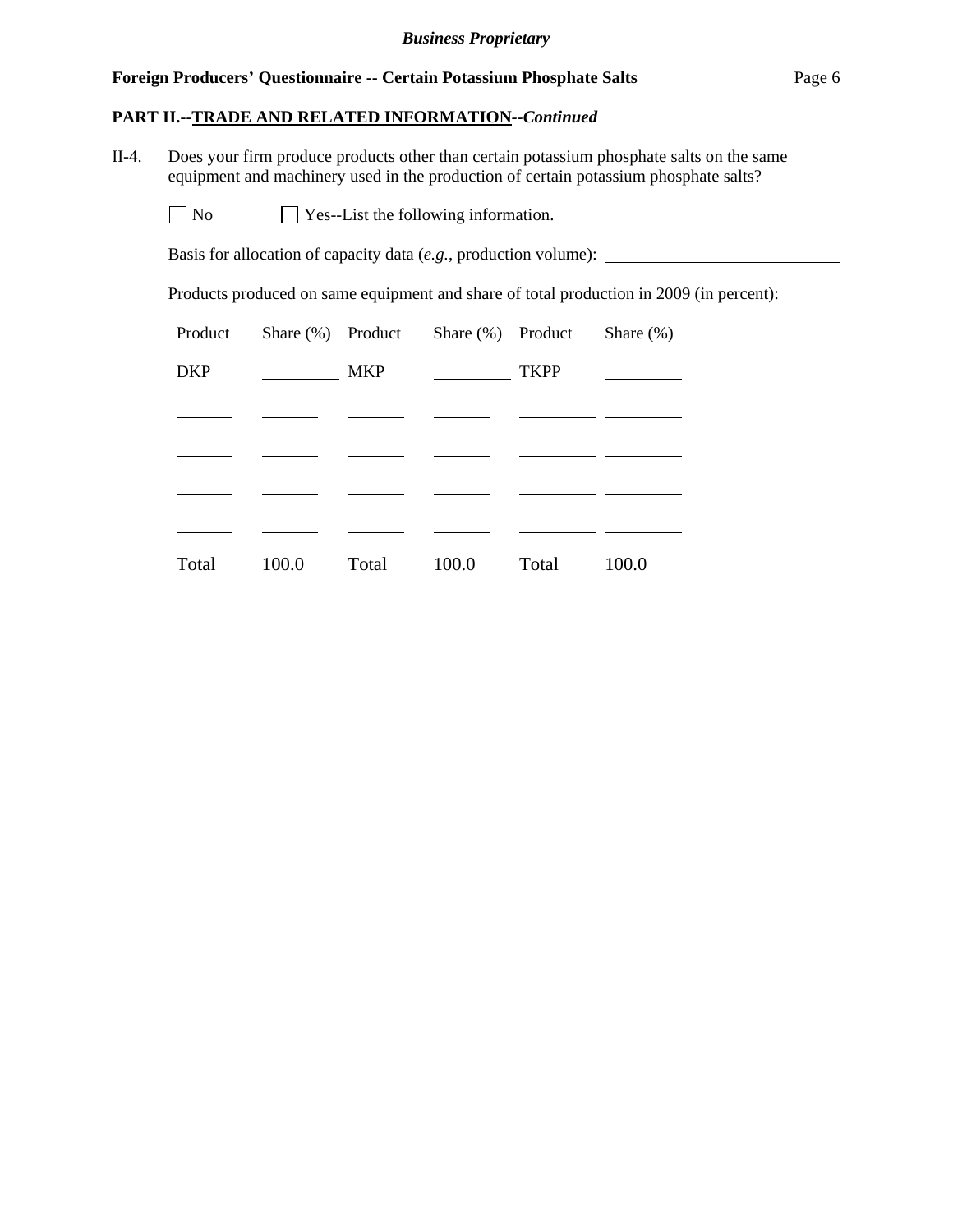*Business Proprietary*

**Foreign Producers' Questionnaire -- Certain Potassium Phosphate Salts**

**PART II.--TRADE AND RELATED INFORMATION--*Continued***

II-4. Does your firm produce products other than certain potassium phosphate salts on the same equipment and machinery used in the production of certain potassium phosphate salts?

☐ No ☐ Yes--List the following information.

Basis for allocation of capacity data (*e.g.*, production volume): ____________

Products produced on same equipment and share of total production in 2009 (in percent):

| Product | Share (%) | Product | Share (%) | Product | Share (%) |
|---|---|---|---|---|---|
| DKP | ____ | MKP | ____ | TKPP | ____ |
| ____ | ____ | ____ | ____ | ____ | ____ |
| ____ | ____ | ____ | ____ | ____ | ____ |
| ____ | ____ | ____ | ____ | ____ | ____ |
| ____ | ____ | ____ | ____ | ____ | ____ |
| Total | 100.0 | Total | 100.0 | Total | 100.0 |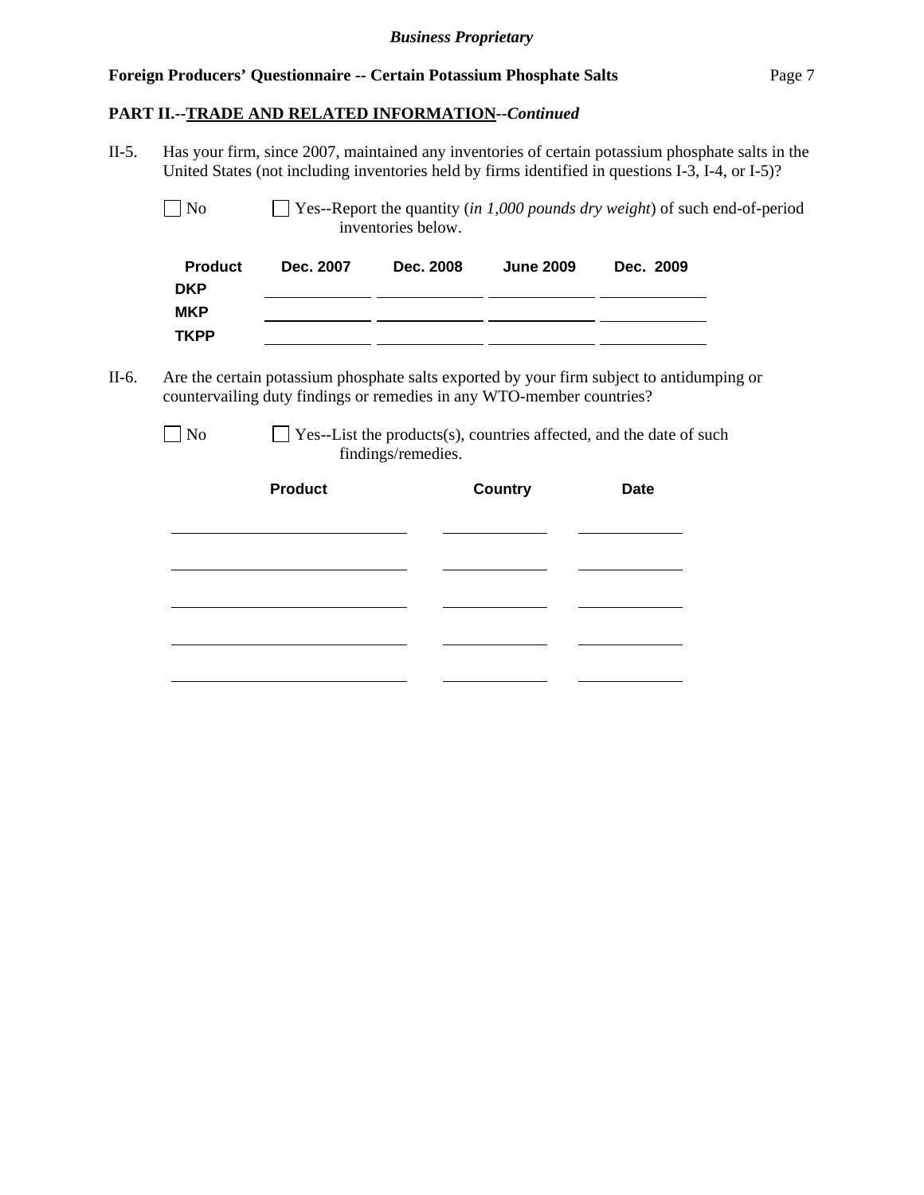**PART II.--TRADE AND RELATED INFORMATION--*Continued***

II-5. Has your firm, since 2007, maintained any inventories of certain potassium phosphate salts in the United States (not including inventories held by firms identified in questions I-3, I-4, or I-5)?

☐ No ☐ Yes--Report the quantity (*in 1,000 pounds dry weight*) of such end-of-period inventories below.

| Product | Dec. 2007 | Dec. 2008 | June 2009 | Dec. 2009 |
|---|---|---|---|---|
| DKP | | | | |
| MKP | | | | |
| TKPP | | | | |

II-6. Are the certain potassium phosphate salts exported by your firm subject to antidumping or countervailing duty findings or remedies in any WTO-member countries?

☐ No ☐ Yes--List the products(s), countries affected, and the date of such findings/remedies.

| Product | Country | Date |
|---|---|---|
| | | |
| | | |
| | | |
| | | |
| | | |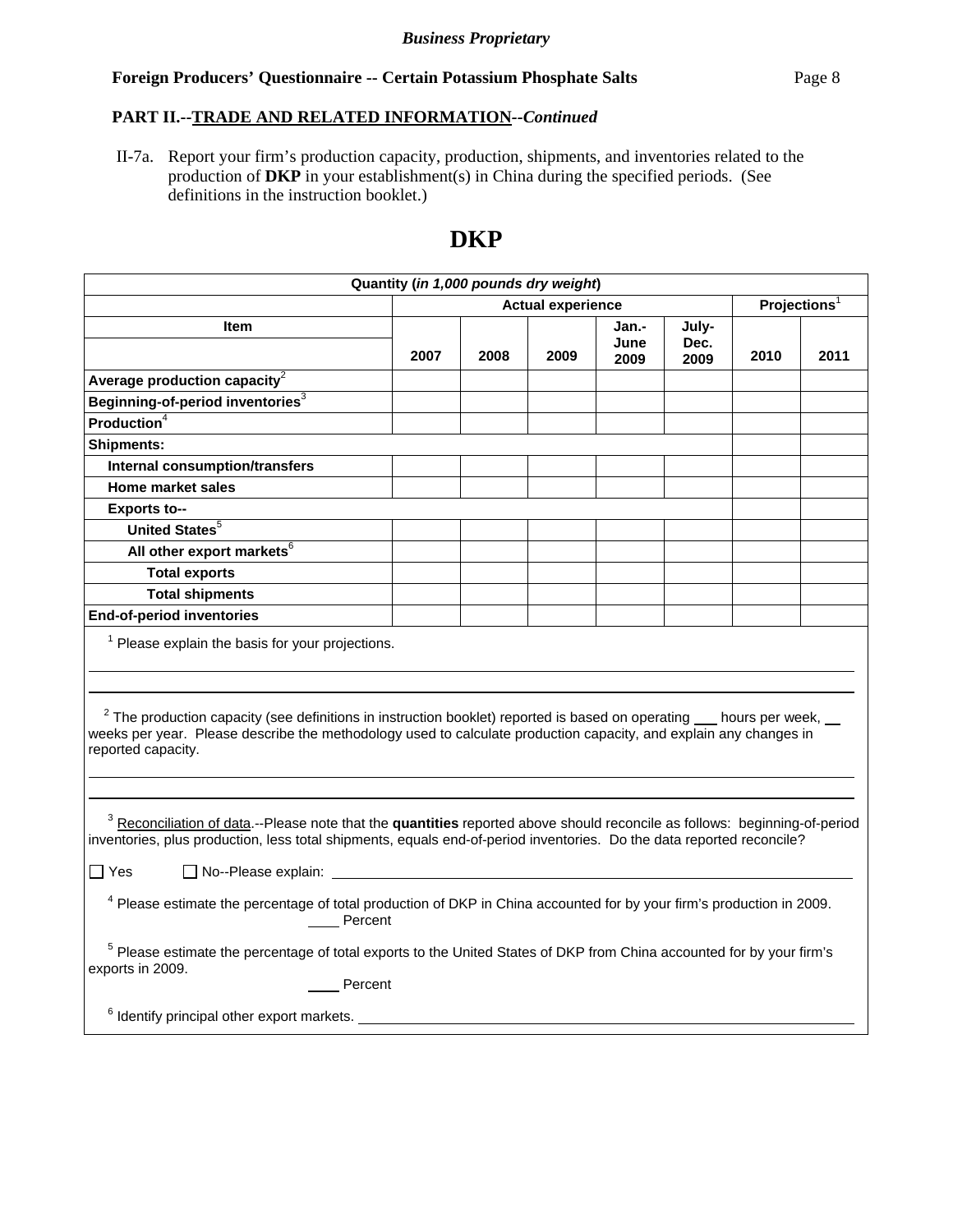*Business Proprietary*

**Foreign Producers' Questionnaire -- Certain Potassium Phosphate Salts**

**PART II.--TRADE AND RELATED INFORMATION--*Continued***

II-7a. Report your firm's production capacity, production, shipments, and inventories related to the production of **DKP** in your establishment(s) in China during the specified periods. (See definitions in the instruction booklet.)

# DKP

| Quantity (*in 1,000 pounds dry weight*) | | | | | | | |
|---|---|---|---|---|---|---|---|
| | Actual experience | | | | | Projections[1] | |
| Item | 2007 | 2008 | 2009 | Jan.-June 2009 | July-Dec. 2009 | 2010 | 2011 |
| **Average production capacity**[2] | | | | | | | |
| **Beginning-of-period inventories**[3] | | | | | | | |
| **Production**[4] | | | | | | | |
| **Shipments:** | | | | | | | |
| **Internal consumption/transfers** | | | | | | | |
| **Home market sales** | | | | | | | |
| **Exports to--** | | | | | | | |
| **United States**[5] | | | | | | | |
| **All other export markets**[6] | | | | | | | |
| **Total exports** | | | | | | | |
| **Total shipments** | | | | | | | |
| **End-of-period inventories** | | | | | | | |

[1] Please explain the basis for your projections.

______________________________________________

[2] The production capacity (see definitions in instruction booklet) reported is based on operating ___ hours per week, ___ weeks per year. Please describe the methodology used to calculate production capacity, and explain any changes in reported capacity.

______________________________________________

[3] Reconciliation of data.--Please note that the **quantities** reported above should reconcile as follows: beginning-of-period inventories, plus production, less total shipments, equals end-of-period inventories. Do the data reported reconcile?

☐ Yes ☐ No--Please explain: ______________________________

[4] Please estimate the percentage of total production of DKP in China accounted for by your firm's production in 2009.
____ Percent

[5] Please estimate the percentage of total exports to the United States of DKP from China accounted for by your firm's exports in 2009.
____ Percent

[6] Identify principal other export markets. ______________________________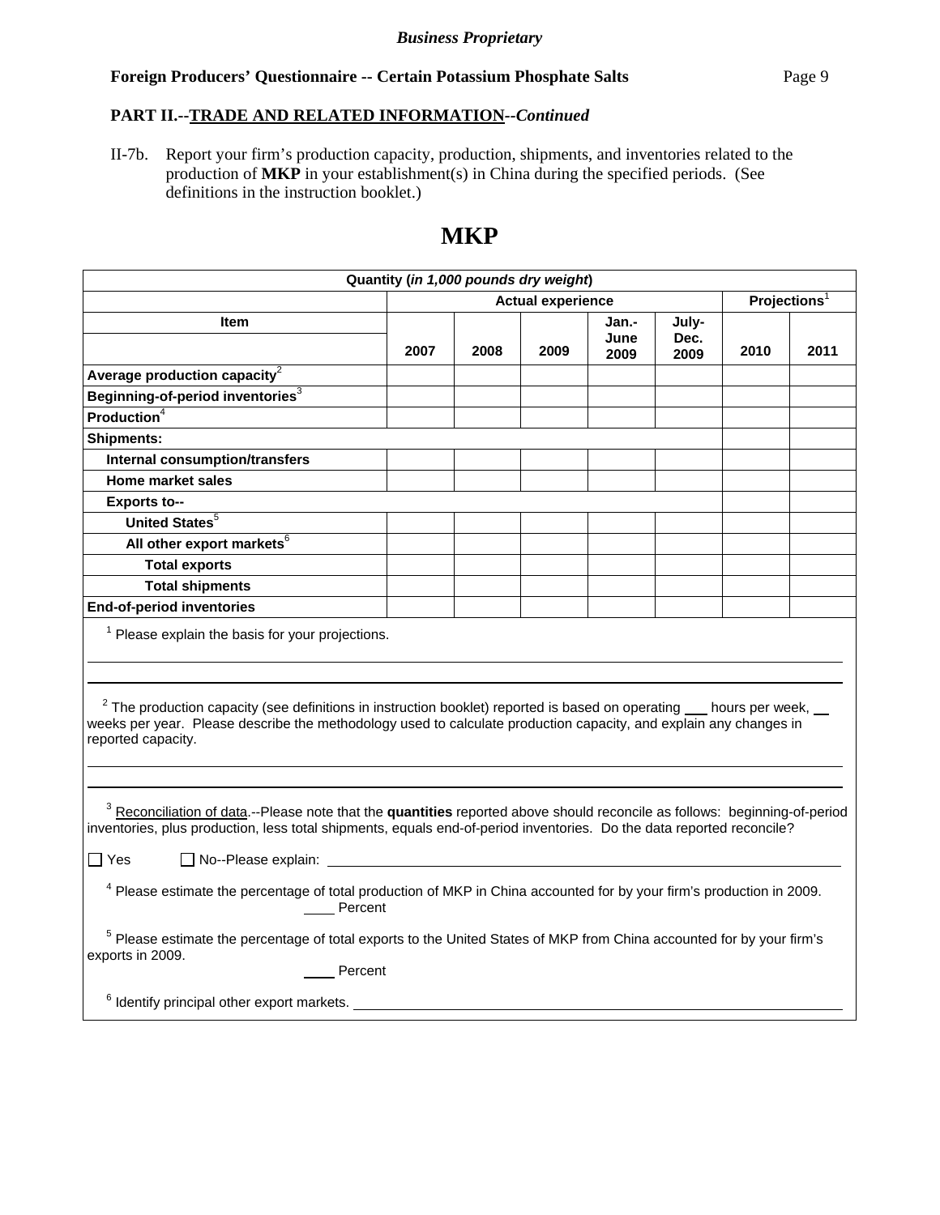*Business Proprietary*

**Foreign Producers' Questionnaire -- Certain Potassium Phosphate Salts**

**PART II.--TRADE AND RELATED INFORMATION--*Continued***

II-7b. Report your firm's production capacity, production, shipments, and inventories related to the production of **MKP** in your establishment(s) in China during the specified periods. (See definitions in the instruction booklet.)

# MKP

| Quantity (*in 1,000 pounds dry weight*) | | | | | | | |
|---|---|---|---|---|---|---|---|
| | Actual experience | | | | | Projections[1] | |
| Item | 2007 | 2008 | 2009 | Jan.-June 2009 | July-Dec. 2009 | 2010 | 2011 |
| **Average production capacity**[2] | | | | | | | |
| **Beginning-of-period inventories**[3] | | | | | | | |
| **Production**[4] | | | | | | | |
| **Shipments:** | | | | | | | |
| **Internal consumption/transfers** | | | | | | | |
| **Home market sales** | | | | | | | |
| **Exports to--** | | | | | | | |
| **United States**[5] | | | | | | | |
| **All other export markets**[6] | | | | | | | |
| **Total exports** | | | | | | | |
| **Total shipments** | | | | | | | |
| **End-of-period inventories** | | | | | | | |

[1] Please explain the basis for your projections.

____________________________________________

[2] The production capacity (see definitions in instruction booklet) reported is based on operating ___ hours per week, __ weeks per year. Please describe the methodology used to calculate production capacity, and explain any changes in reported capacity.

____________________________________________

[3] Reconciliation of data.--Please note that the **quantities** reported above should reconcile as follows: beginning-of-period inventories, plus production, less total shipments, equals end-of-period inventories. Do the data reported reconcile?

☐ Yes ☐ No--Please explain: ____________________

[4] Please estimate the percentage of total production of MKP in China accounted for by your firm's production in 2009.
____ Percent

[5] Please estimate the percentage of total exports to the United States of MKP from China accounted for by your firm's exports in 2009.
____ Percent

[6] Identify principal other export markets. ____________________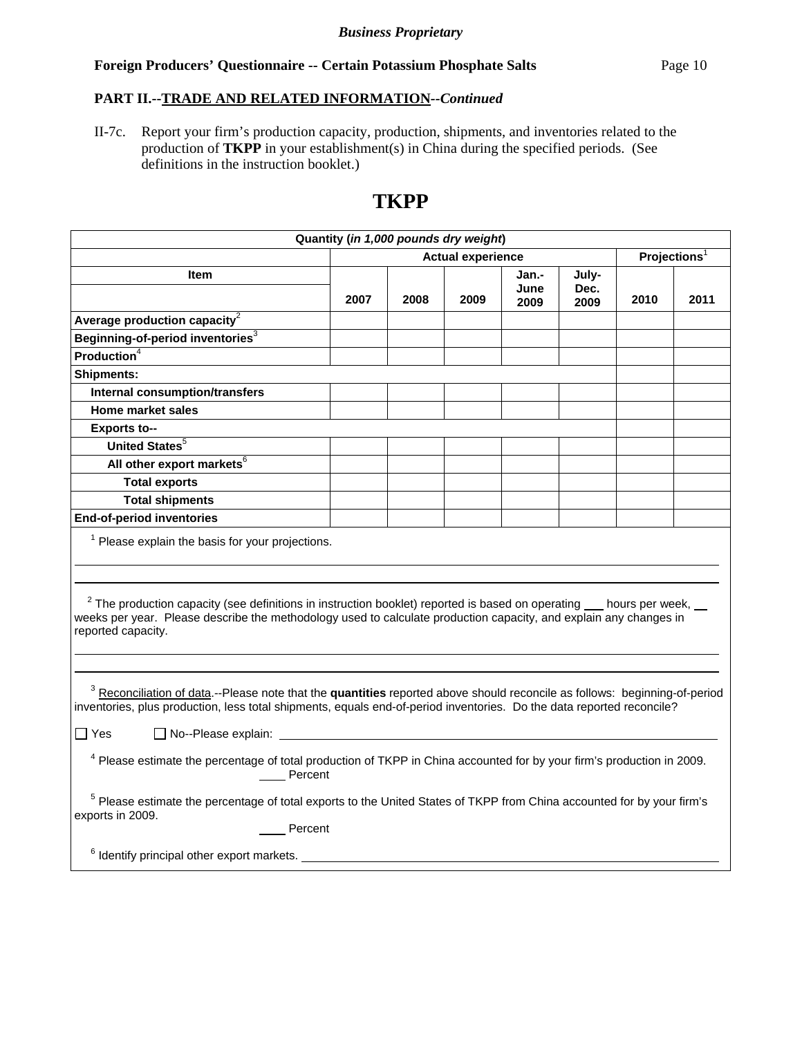*Business Proprietary*

**Foreign Producers' Questionnaire -- Certain Potassium Phosphate Salts**

**PART II.--TRADE AND RELATED INFORMATION--*Continued***

II-7c. Report your firm's production capacity, production, shipments, and inventories related to the production of **TKPP** in your establishment(s) in China during the specified periods. (See definitions in the instruction booklet.)

# TKPP

| Quantity (*in 1,000 pounds dry weight*) | | | | | | | |
|---|---|---|---|---|---|---|---|
| | Actual experience | | | | | Projections[1] | |
| **Item** | 2007 | 2008 | 2009 | Jan.-June 2009 | July-Dec. 2009 | 2010 | 2011 |
| **Average production capacity**[2] | | | | | | | |
| **Beginning-of-period inventories**[3] | | | | | | | |
| **Production**[4] | | | | | | | |
| **Shipments:** | | | | | | | |
| **Internal consumption/transfers** | | | | | | | |
| **Home market sales** | | | | | | | |
| **Exports to--** | | | | | | | |
| **United States**[5] | | | | | | | |
| **All other export markets**[6] | | | | | | | |
| **Total exports** | | | | | | | |
| **Total shipments** | | | | | | | |
| **End-of-period inventories** | | | | | | | |

[1] Please explain the basis for your projections.

______________________________________________

[2] The production capacity (see definitions in instruction booklet) reported is based on operating ___ hours per week, __ weeks per year. Please describe the methodology used to calculate production capacity, and explain any changes in reported capacity.

______________________________________________

[3] Reconciliation of data.--Please note that the **quantities** reported above should reconcile as follows: beginning-of-period inventories, plus production, less total shipments, equals end-of-period inventories. Do the data reported reconcile?

☐ Yes ☐ No--Please explain: ______________________________

[4] Please estimate the percentage of total production of TKPP in China accounted for by your firm's production in 2009.
____ Percent

[5] Please estimate the percentage of total exports to the United States of TKPP from China accounted for by your firm's exports in 2009.
____ Percent

[6] Identify principal other export markets. ______________________________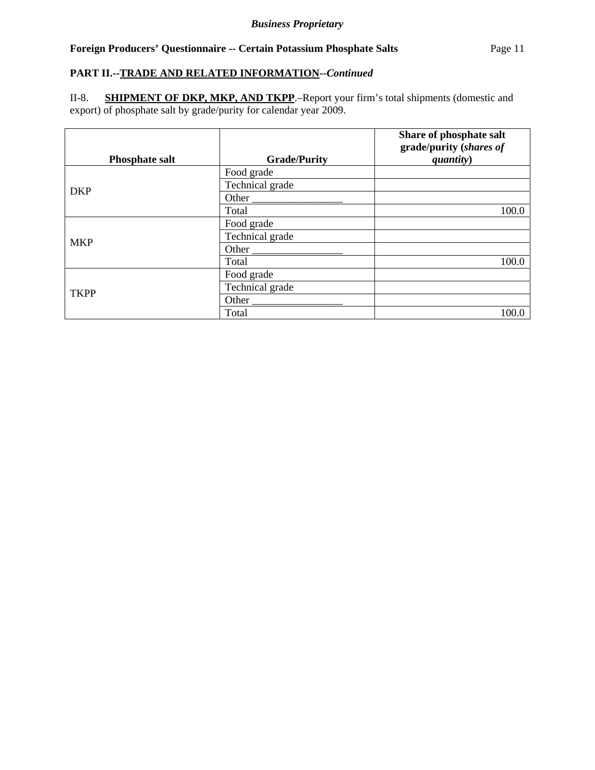**PART II.--TRADE AND RELATED INFORMATION--*Continued***

II-8. **SHIPMENT OF DKP, MKP, AND TKPP**.–Report your firm's total shipments (domestic and export) of phosphate salt by grade/purity for calendar year 2009.

| Phosphate salt | Grade/Purity | Share of phosphate salt grade/purity (*shares of quantity*) |
|---|---|---|
| DKP | Food grade | |
| | Technical grade | |
| | Other _________________ | |
| | Total | 100.0 |
| MKP | Food grade | |
| | Technical grade | |
| | Other _________________ | |
| | Total | 100.0 |
| TKPP | Food grade | |
| | Technical grade | |
| | Other _________________ | |
| | Total | 100.0 |